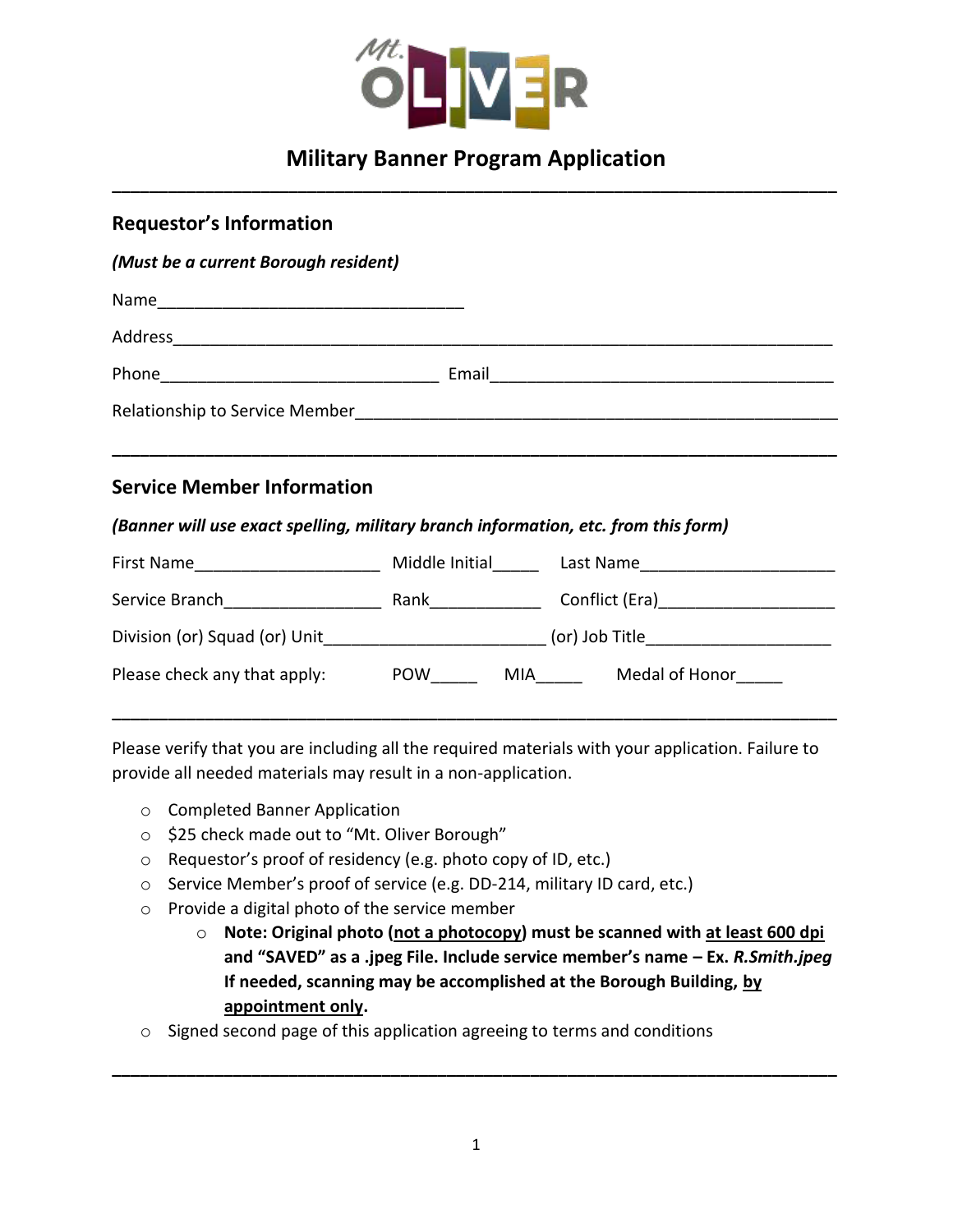# Military Banner Program Application

---

## Requestor's Information

***(Must be a current Borough resident)***

Name________________________________

Address_______________________________________________________________________

Phone_____________________________ Email____________________________________

Relationship to Service Member________________________________________________

---

## Service Member Information

***(Banner will use exact spelling, military branch information, etc. from this form)***

First Name___________________ Middle Initial_____ Last Name____________________

Service Branch________________ Rank____________ Conflict (Era)__________________

Division (or) Squad (or) Unit______________________ (or) Job Title___________________

Please check any that apply: POW_____ MIA_____ Medal of Honor_____

---

Please verify that you are including all the required materials with your application. Failure to provide all needed materials may result in a non-application.

- Completed Banner Application
- $25 check made out to "Mt. Oliver Borough"
- Requestor's proof of residency (e.g. photo copy of ID, etc.)
- Service Member's proof of service (e.g. DD-214, military ID card, etc.)
- Provide a digital photo of the service member
  - **Note: Original photo (<u>not a photocopy</u>) must be scanned with <u>at least 600 dpi</u> and "SAVED" as a .jpeg File. Include service member's name – Ex. *R.Smith.jpeg* If needed, scanning may be accomplished at the Borough Building, <u>by appointment only</u>.**
- Signed second page of this application agreeing to terms and conditions

---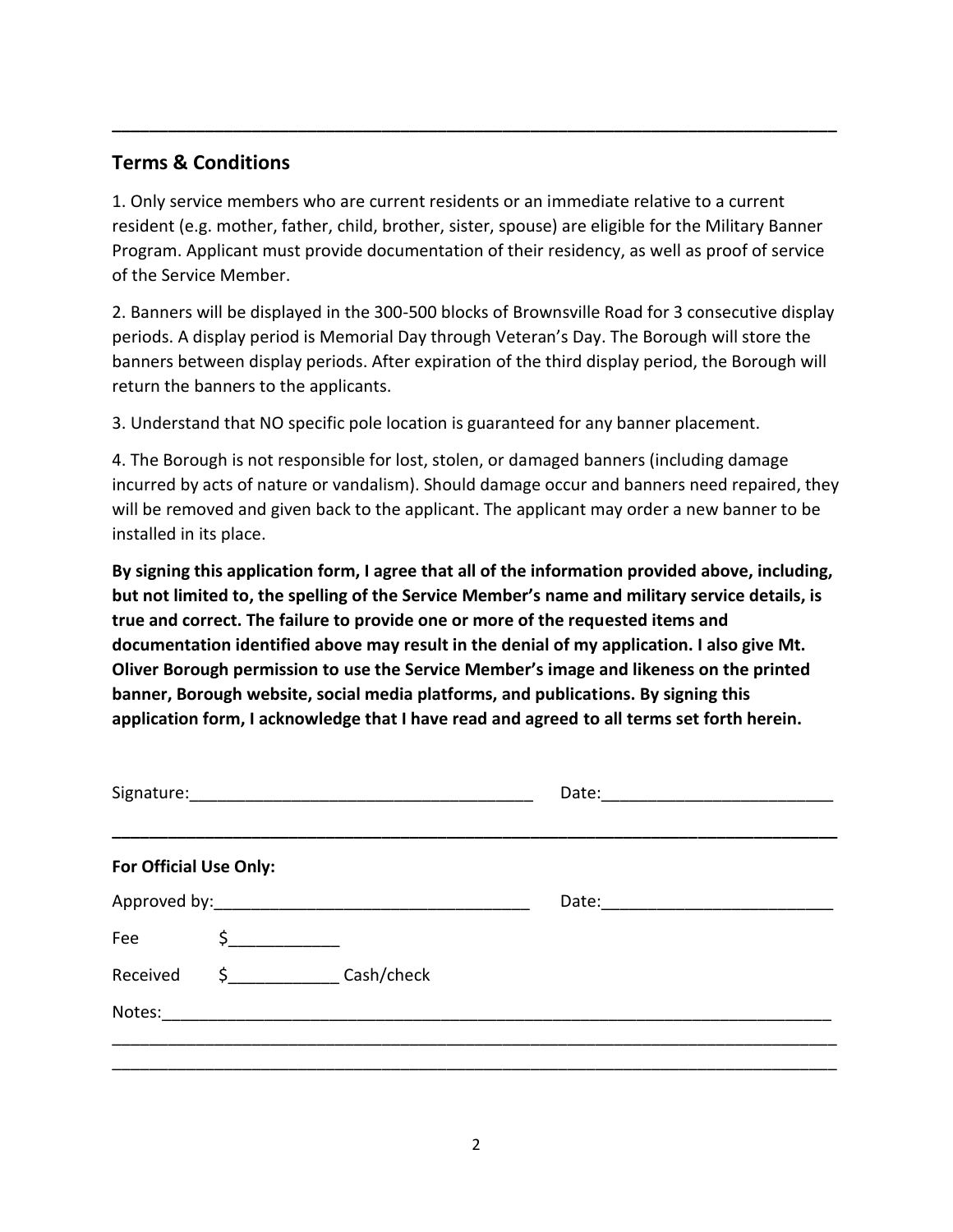---

## Terms & Conditions

1. Only service members who are current residents or an immediate relative to a current resident (e.g. mother, father, child, brother, sister, spouse) are eligible for the Military Banner Program. Applicant must provide documentation of their residency, as well as proof of service of the Service Member.

2. Banners will be displayed in the 300-500 blocks of Brownsville Road for 3 consecutive display periods. A display period is Memorial Day through Veteran's Day. The Borough will store the banners between display periods. After expiration of the third display period, the Borough will return the banners to the applicants.

3. Understand that NO specific pole location is guaranteed for any banner placement.

4. The Borough is not responsible for lost, stolen, or damaged banners (including damage incurred by acts of nature or vandalism). Should damage occur and banners need repaired, they will be removed and given back to the applicant. The applicant may order a new banner to be installed in its place.

**By signing this application form, I agree that all of the information provided above, including, but not limited to, the spelling of the Service Member's name and military service details, is true and correct. The failure to provide one or more of the requested items and documentation identified above may result in the denial of my application. I also give Mt. Oliver Borough permission to use the Service Member's image and likeness on the printed banner, Borough website, social media platforms, and publications. By signing this application form, I acknowledge that I have read and agreed to all terms set forth herein.**

Signature:_____________________________________ Date:_________________________

---

**For Official Use Only:**

Approved by:__________________________________ Date:_________________________

Fee $____________

Received $____________ Cash/check

Notes:___________________________________________________________________________

_________________________________________________________________________________

_________________________________________________________________________________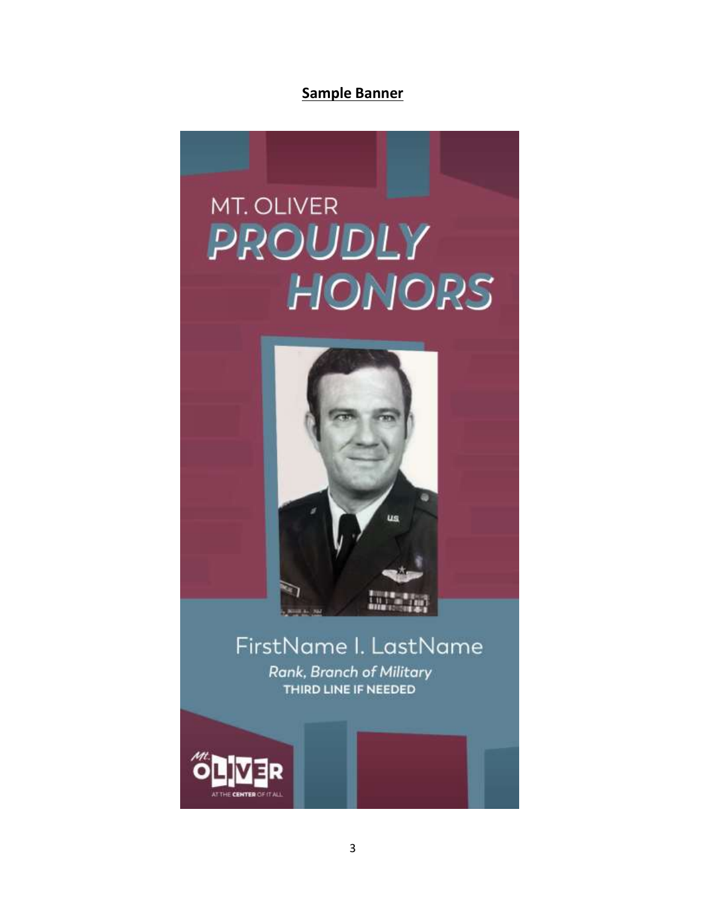**Sample Banner**

MT. OLIVER

*PROUDLY*

*HONORS*

FirstName I. LastName

*Rank, Branch of Military*

THIRD LINE IF NEEDED

Mt. OLIVER

AT THE CENTER OF IT ALL